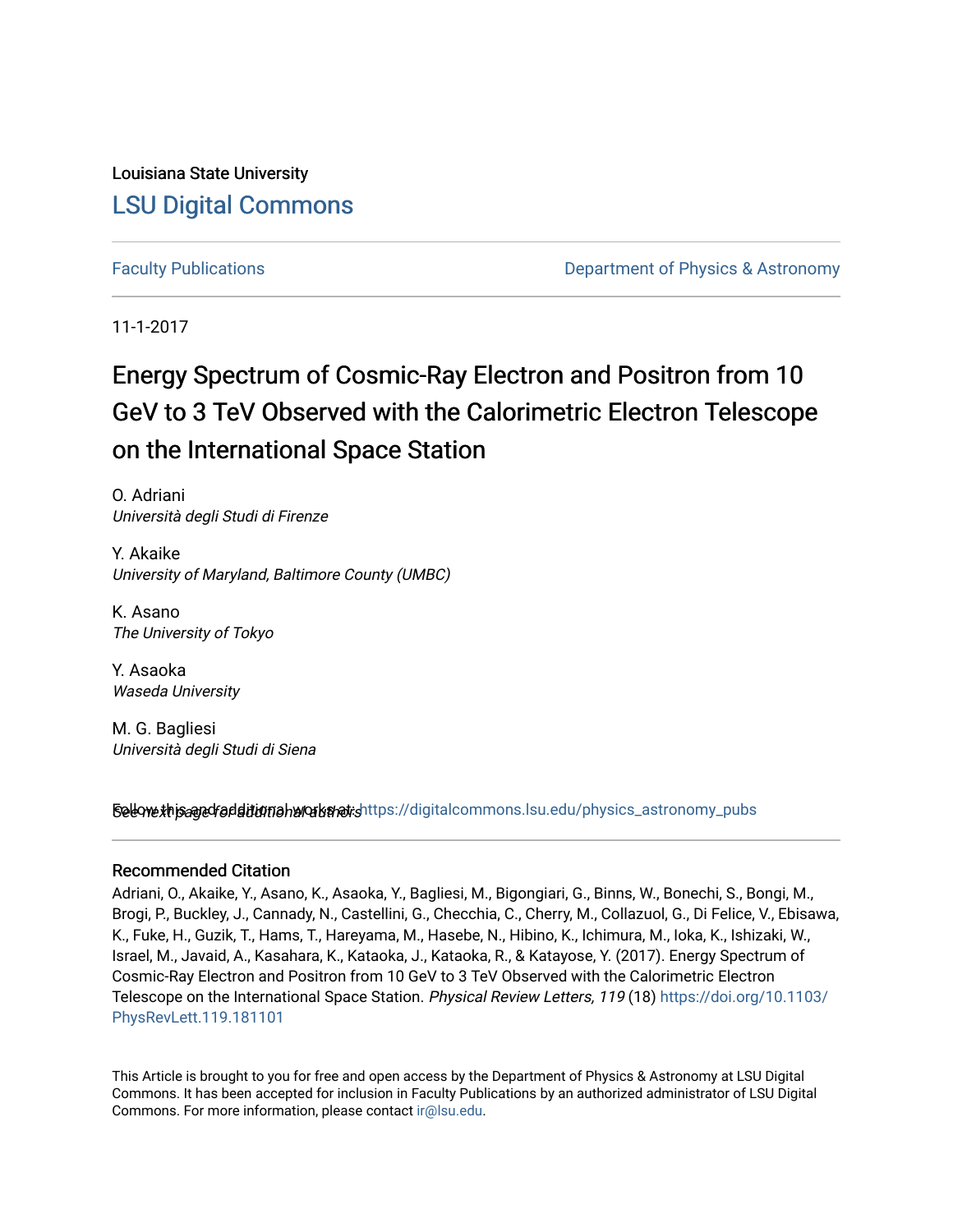Louisiana State University

LSU Digital Commons

Faculty Publications

Department of Physics & Astronomy

11-1-2017

# Energy Spectrum of Cosmic-Ray Electron and Positron from 10 GeV to 3 TeV Observed with the Calorimetric Electron Telescope on the International Space Station

O. Adriani
*Università degli Studi di Firenze*

Y. Akaike
*University of Maryland, Baltimore County (UMBC)*

K. Asano
*The University of Tokyo*

Y. Asaoka
*Waseda University*

M. G. Bagliesi
*Università degli Studi di Siena*

*See next page for additional authors*

Follow this and additional works at: https://digitalcommons.lsu.edu/physics_astronomy_pubs

## Recommended Citation

Adriani, O., Akaike, Y., Asano, K., Asaoka, Y., Bagliesi, M., Bigongiari, G., Binns, W., Bonechi, S., Bongi, M., Brogi, P., Buckley, J., Cannady, N., Castellini, G., Checchia, C., Cherry, M., Collazuol, G., Di Felice, V., Ebisawa, K., Fuke, H., Guzik, T., Hams, T., Hareyama, M., Hasebe, N., Hibino, K., Ichimura, M., Ioka, K., Ishizaki, W., Israel, M., Javaid, A., Kasahara, K., Kataoka, J., Kataoka, R., & Katayose, Y. (2017). Energy Spectrum of Cosmic-Ray Electron and Positron from 10 GeV to 3 TeV Observed with the Calorimetric Electron Telescope on the International Space Station. *Physical Review Letters, 119* (18) https://doi.org/10.1103/PhysRevLett.119.181101

This Article is brought to you for free and open access by the Department of Physics & Astronomy at LSU Digital Commons. It has been accepted for inclusion in Faculty Publications by an authorized administrator of LSU Digital Commons. For more information, please contact ir@lsu.edu.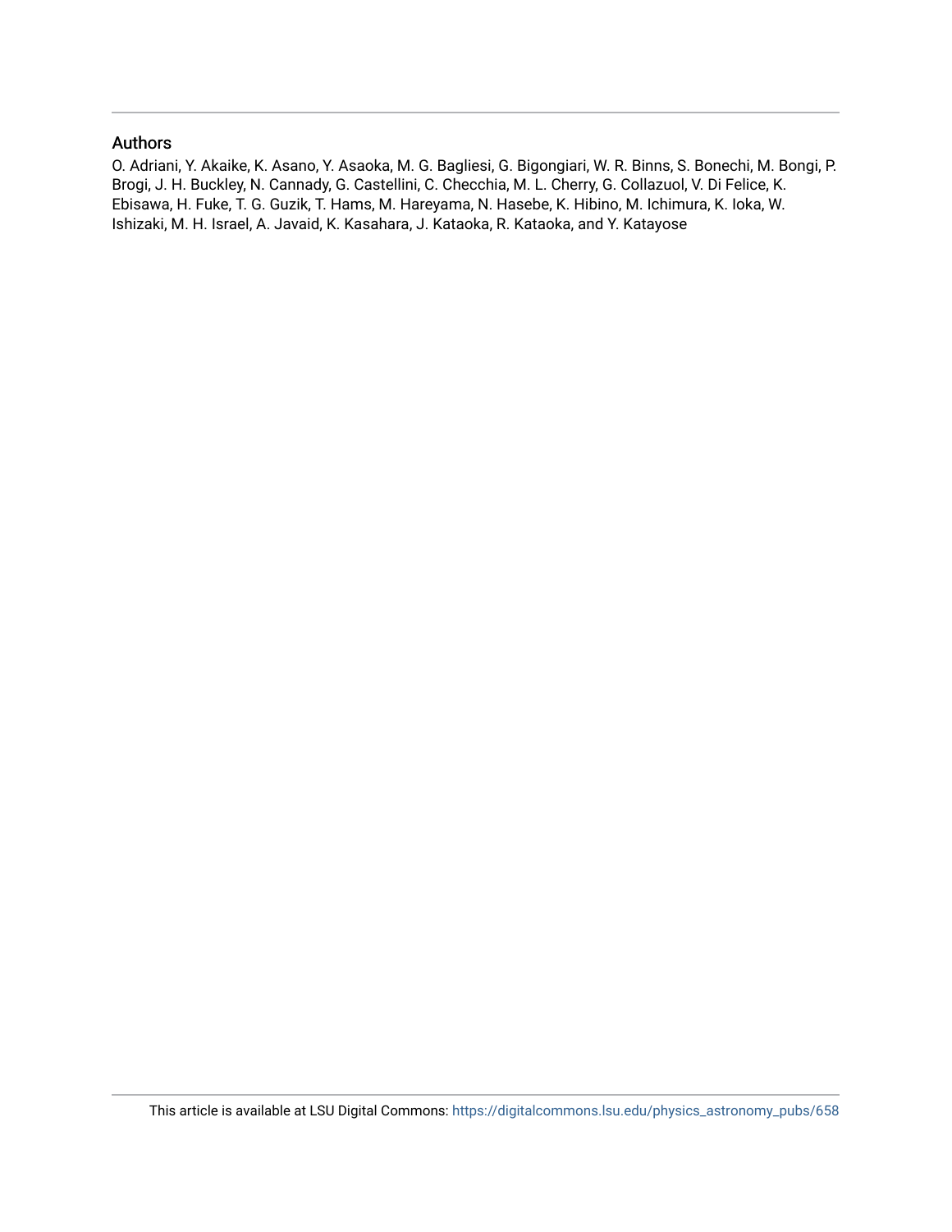## Authors

O. Adriani, Y. Akaike, K. Asano, Y. Asaoka, M. G. Bagliesi, G. Bigongiari, W. R. Binns, S. Bonechi, M. Bongi, P. Brogi, J. H. Buckley, N. Cannady, G. Castellini, C. Checchia, M. L. Cherry, G. Collazuol, V. Di Felice, K. Ebisawa, H. Fuke, T. G. Guzik, T. Hams, M. Hareyama, N. Hasebe, K. Hibino, M. Ichimura, K. Ioka, W. Ishizaki, M. H. Israel, A. Javaid, K. Kasahara, J. Kataoka, R. Kataoka, and Y. Katayose

This article is available at LSU Digital Commons: https://digitalcommons.lsu.edu/physics_astronomy_pubs/658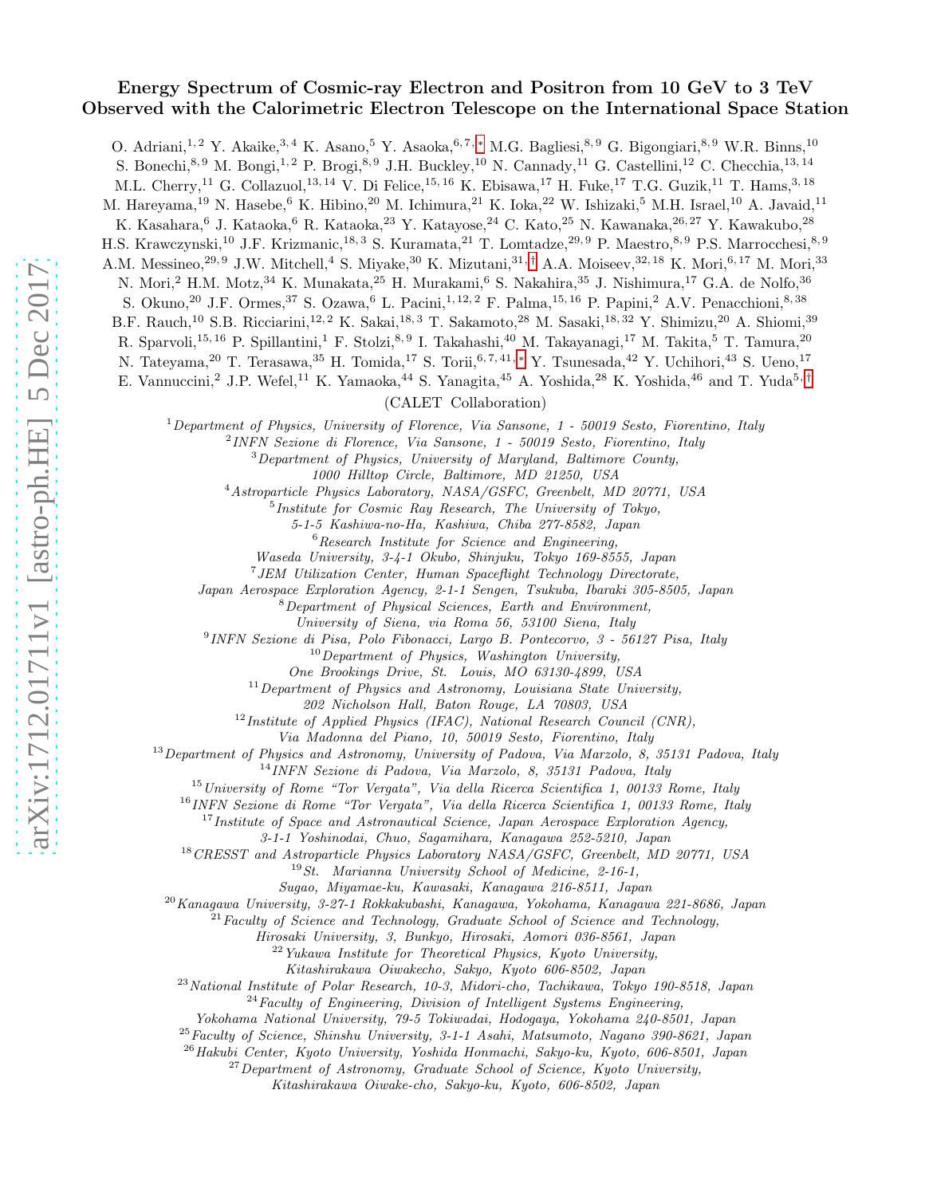# Energy Spectrum of Cosmic-ray Electron and Positron from 10 GeV to 3 TeV Observed with the Calorimetric Electron Telescope on the International Space Station

O. Adriani,[1,2] Y. Akaike,[3,4] K. Asano,[5] Y. Asaoka,[6,7,*] M.G. Bagliesi,[8,9] G. Bigongiari,[8,9] W.R. Binns,[10] S. Bonechi,[8,9] M. Bongi,[1,2] P. Brogi,[8,9] J.H. Buckley,[10] N. Cannady,[11] G. Castellini,[12] C. Checchia,[13,14] M.L. Cherry,[11] G. Collazuol,[13,14] V. Di Felice,[15,16] K. Ebisawa,[17] H. Fuke,[17] T.G. Guzik,[11] T. Hams,[3,18] M. Hareyama,[19] N. Hasebe,[6] K. Hibino,[20] M. Ichimura,[21] K. Ioka,[22] W. Ishizaki,[5] M.H. Israel,[10] A. Javaid,[11] K. Kasahara,[6] J. Kataoka,[6] R. Kataoka,[23] Y. Katayose,[24] C. Kato,[25] N. Kawanaka,[26,27] Y. Kawakubo,[28] H.S. Krawczynski,[10] J.F. Krizmanic,[18,3] S. Kuramata,[21] T. Lomtadze,[29,9] P. Maestro,[8,9] P.S. Marrocchesi,[8,9] A.M. Messineo,[29,9] J.W. Mitchell,[4] S. Miyake,[30] K. Mizutani,[31,†] A.A. Moiseev,[32,18] K. Mori,[6,17] M. Mori,[33] N. Mori,[2] H.M. Motz,[34] K. Munakata,[25] H. Murakami,[6] S. Nakahira,[35] J. Nishimura,[17] G.A. de Nolfo,[36] S. Okuno,[20] J.F. Ormes,[37] S. Ozawa,[6] L. Pacini,[1,12,2] F. Palma,[15,16] P. Papini,[2] A.V. Penacchioni,[8,38] B.F. Rauch,[10] S.B. Ricciarini,[12,2] K. Sakai,[18,3] T. Sakamoto,[28] M. Sasaki,[18,32] Y. Shimizu,[20] A. Shiomi,[39] R. Sparvoli,[15,16] P. Spillantini,[1] F. Stolzi,[8,9] I. Takahashi,[40] M. Takayanagi,[17] M. Takita,[5] T. Tamura,[20] N. Tateyama,[20] T. Terasawa,[35] H. Tomida,[17] S. Torii,[6,7,41,*] Y. Tsunesada,[42] Y. Uchihori,[43] S. Ueno,[17] E. Vannuccini,[2] J.P. Wefel,[11] K. Yamaoka,[44] S. Yanagita,[45] A. Yoshida,[28] K. Yoshida,[46] and T. Yuda[5,†]

(CALET Collaboration)

[1] *Department of Physics, University of Florence, Via Sansone, 1 - 50019 Sesto, Fiorentino, Italy*
[2] *INFN Sezione di Florence, Via Sansone, 1 - 50019 Sesto, Fiorentino, Italy*
[3] *Department of Physics, University of Maryland, Baltimore County, 1000 Hilltop Circle, Baltimore, MD 21250, USA*
[4] *Astroparticle Physics Laboratory, NASA/GSFC, Greenbelt, MD 20771, USA*
[5] *Institute for Cosmic Ray Research, The University of Tokyo, 5-1-5 Kashiwa-no-Ha, Kashiwa, Chiba 277-8582, Japan*
[6] *Research Institute for Science and Engineering, Waseda University, 3-4-1 Okubo, Shinjuku, Tokyo 169-8555, Japan*
[7] *JEM Utilization Center, Human Spaceflight Technology Directorate, Japan Aerospace Exploration Agency, 2-1-1 Sengen, Tsukuba, Ibaraki 305-8505, Japan*
[8] *Department of Physical Sciences, Earth and Environment, University of Siena, via Roma 56, 53100 Siena, Italy*
[9] *INFN Sezione di Pisa, Polo Fibonacci, Largo B. Pontecorvo, 3 - 56127 Pisa, Italy*
[10] *Department of Physics, Washington University, One Brookings Drive, St. Louis, MO 63130-4899, USA*
[11] *Department of Physics and Astronomy, Louisiana State University, 202 Nicholson Hall, Baton Rouge, LA 70803, USA*
[12] *Institute of Applied Physics (IFAC), National Research Council (CNR), Via Madonna del Piano, 10, 50019 Sesto, Fiorentino, Italy*
[13] *Department of Physics and Astronomy, University of Padova, Via Marzolo, 8, 35131 Padova, Italy*
[14] *INFN Sezione di Padova, Via Marzolo, 8, 35131 Padova, Italy*
[15] *University of Rome "Tor Vergata", Via della Ricerca Scientifica 1, 00133 Rome, Italy*
[16] *INFN Sezione di Rome "Tor Vergata", Via della Ricerca Scientifica 1, 00133 Rome, Italy*
[17] *Institute of Space and Astronautical Science, Japan Aerospace Exploration Agency, 3-1-1 Yoshinodai, Chuo, Sagamihara, Kanagawa 252-5210, Japan*
[18] *CRESST and Astroparticle Physics Laboratory NASA/GSFC, Greenbelt, MD 20771, USA*
[19] *St. Marianna University School of Medicine, 2-16-1, Sugao, Miyamae-ku, Kawasaki, Kanagawa 216-8511, Japan*
[20] *Kanagawa University, 3-27-1 Rokkakubashi, Kanagawa, Yokohama, Kanagawa 221-8686, Japan*
[21] *Faculty of Science and Technology, Graduate School of Science and Technology, Hirosaki University, 3, Bunkyo, Hirosaki, Aomori 036-8561, Japan*
[22] *Yukawa Institute for Theoretical Physics, Kyoto University, Kitashirakawa Oiwakecho, Sakyo, Kyoto 606-8502, Japan*
[23] *National Institute of Polar Research, 10-3, Midori-cho, Tachikawa, Tokyo 190-8518, Japan*
[24] *Faculty of Engineering, Division of Intelligent Systems Engineering, Yokohama National University, 79-5 Tokiwadai, Hodogaya, Yokohama 240-8501, Japan*
[25] *Faculty of Science, Shinshu University, 3-1-1 Asahi, Matsumoto, Nagano 390-8621, Japan*
[26] *Hakubi Center, Kyoto University, Yoshida Honmachi, Sakyo-ku, Kyoto, 606-8501, Japan*
[27] *Department of Astronomy, Graduate School of Science, Kyoto University, Kitashirakawa Oiwake-cho, Sakyo-ku, Kyoto, 606-8502, Japan*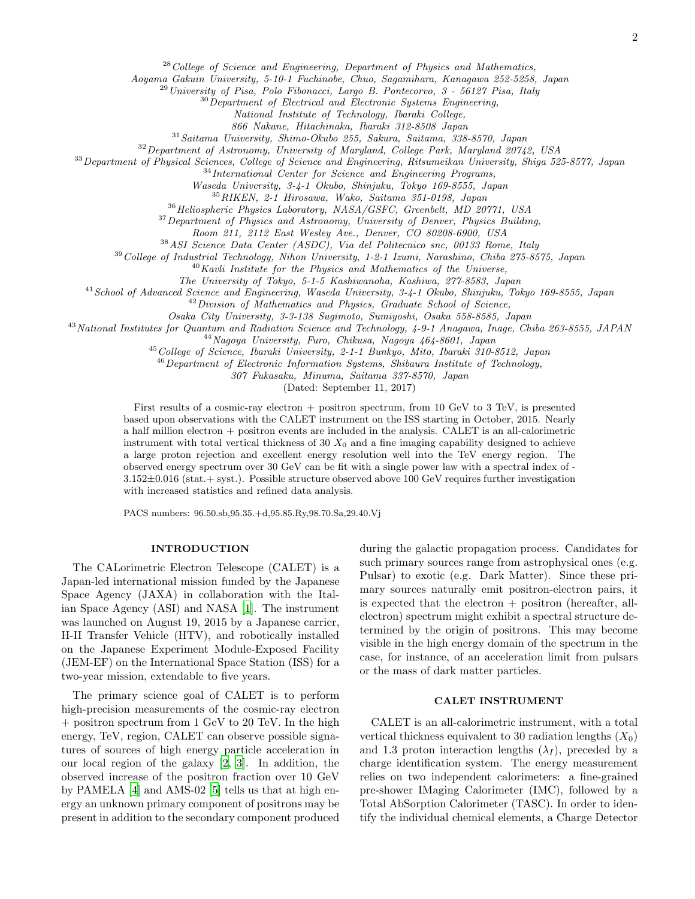[28]*College of Science and Engineering, Department of Physics and Mathematics, Aoyama Gakuin University, 5-10-1 Fuchinobe, Chuo, Sagamihara, Kanagawa 252-5258, Japan*
[29]*University of Pisa, Polo Fibonacci, Largo B. Pontecorvo, 3 - 56127 Pisa, Italy*
[30]*Department of Electrical and Electronic Systems Engineering, National Institute of Technology, Ibaraki College, 866 Nakane, Hitachinaka, Ibaraki 312-8508 Japan*
[31]*Saitama University, Shimo-Okubo 255, Sakura, Saitama, 338-8570, Japan*
[32]*Department of Astronomy, University of Maryland, College Park, Maryland 20742, USA*
[33]*Department of Physical Sciences, College of Science and Engineering, Ritsumeikan University, Shiga 525-8577, Japan*
[34]*International Center for Science and Engineering Programs, Waseda University, 3-4-1 Okubo, Shinjuku, Tokyo 169-8555, Japan*
[35]*RIKEN, 2-1 Hirosawa, Wako, Saitama 351-0198, Japan*
[36]*Heliospheric Physics Laboratory, NASA/GSFC, Greenbelt, MD 20771, USA*
[37]*Department of Physics and Astronomy, University of Denver, Physics Building, Room 211, 2112 East Wesley Ave., Denver, CO 80208-6900, USA*
[38]*ASI Science Data Center (ASDC), Via del Politecnico snc, 00133 Rome, Italy*
[39]*College of Industrial Technology, Nihon University, 1-2-1 Izumi, Narashino, Chiba 275-8575, Japan*
[40]*Kavli Institute for the Physics and Mathematics of the Universe, The University of Tokyo, 5-1-5 Kashiwanoha, Kashiwa, 277-8583, Japan*
[41]*School of Advanced Science and Engineering, Waseda University, 3-4-1 Okubo, Shinjuku, Tokyo 169-8555, Japan*
[42]*Division of Mathematics and Physics, Graduate School of Science, Osaka City University, 3-3-138 Sugimoto, Sumiyoshi, Osaka 558-8585, Japan*
[43]*National Institutes for Quantum and Radiation Science and Technology, 4-9-1 Anagawa, Inage, Chiba 263-8555, JAPAN*
[44]*Nagoya University, Furo, Chikusa, Nagoya 464-8601, Japan*
[45]*College of Science, Ibaraki University, 2-1-1 Bunkyo, Mito, Ibaraki 310-8512, Japan*
[46]*Department of Electronic Information Systems, Shibaura Institute of Technology, 307 Fukasaku, Minuma, Saitama 337-8570, Japan*

(Dated: September 11, 2017)

First results of a cosmic-ray electron + positron spectrum, from 10 GeV to 3 TeV, is presented based upon observations with the CALET instrument on the ISS starting in October, 2015. Nearly a half million electron + positron events are included in the analysis. CALET is an all-calorimetric instrument with total vertical thickness of 30 $X_0$ and a fine imaging capability designed to achieve a large proton rejection and excellent energy resolution well into the TeV energy region. The observed energy spectrum over 30 GeV can be fit with a single power law with a spectral index of -3.152±0.016 (stat.+ syst.). Possible structure observed above 100 GeV requires further investigation with increased statistics and refined data analysis.

PACS numbers: 96.50.sb,95.35.+d,95.85.Ry,98.70.Sa,29.40.Vj

## INTRODUCTION

The CALorimetric Electron Telescope (CALET) is a Japan-led international mission funded by the Japanese Space Agency (JAXA) in collaboration with the Italian Space Agency (ASI) and NASA [1]. The instrument was launched on August 19, 2015 by a Japanese carrier, H-II Transfer Vehicle (HTV), and robotically installed on the Japanese Experiment Module-Exposed Facility (JEM-EF) on the International Space Station (ISS) for a two-year mission, extendable to five years.

The primary science goal of CALET is to perform high-precision measurements of the cosmic-ray electron + positron spectrum from 1 GeV to 20 TeV. In the high energy, TeV, region, CALET can observe possible signatures of sources of high energy particle acceleration in our local region of the galaxy [2, 3]. In addition, the observed increase of the positron fraction over 10 GeV by PAMELA [4] and AMS-02 [5] tells us that at high energy an unknown primary component of positrons may be present in addition to the secondary component produced during the galactic propagation process. Candidates for such primary sources range from astrophysical ones (e.g. Pulsar) to exotic (e.g. Dark Matter). Since these primary sources naturally emit positron-electron pairs, it is expected that the electron + positron (hereafter, all-electron) spectrum might exhibit a spectral structure determined by the origin of positrons. This may become visible in the high energy domain of the spectrum in the case, for instance, of an acceleration limit from pulsars or the mass of dark matter particles.

## CALET INSTRUMENT

CALET is an all-calorimetric instrument, with a total vertical thickness equivalent to 30 radiation lengths ($X_0$) and 1.3 proton interaction lengths ($\lambda_I$), preceded by a charge identification system. The energy measurement relies on two independent calorimeters: a fine-grained pre-shower IMaging Calorimeter (IMC), followed by a Total AbSorption Calorimeter (TASC). In order to identify the individual chemical elements, a Charge Detector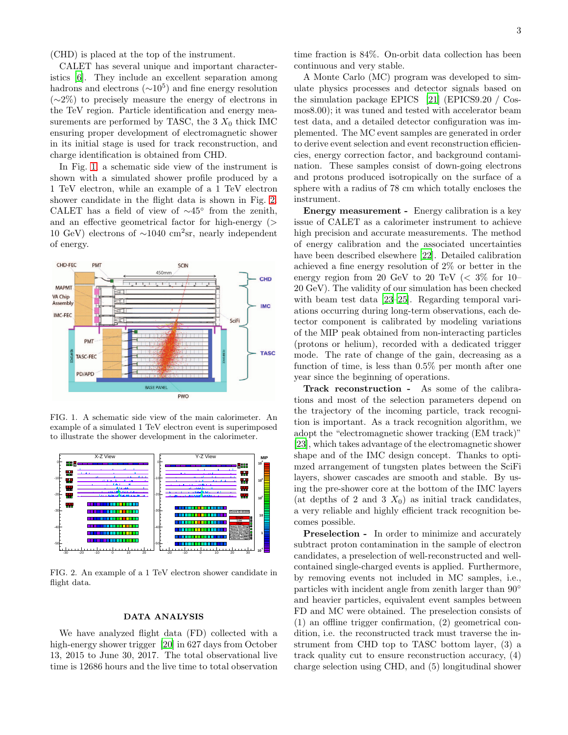(CHD) is placed at the top of the instrument.

CALET has several unique and important characteristics [6]. They include an excellent separation among hadrons and electrons ($\sim 10^5$) and fine energy resolution ($\sim$2%) to precisely measure the energy of electrons in the TeV region. Particle identification and energy measurements are performed by TASC, the 3 $X_0$ thick IMC ensuring proper development of electromagnetic shower in its initial stage is used for track reconstruction, and charge identification is obtained from CHD.

In Fig. 1, a schematic side view of the instrument is shown with a simulated shower profile produced by a 1 TeV electron, while an example of a 1 TeV electron shower candidate in the flight data is shown in Fig. 2. CALET has a field of view of $\sim 45°$ from the zenith, and an effective geometrical factor for high-energy ($>$ 10 GeV) electrons of $\sim$1040 cm$^2$sr, nearly independent of energy.

FIG. 1. A schematic side view of the main calorimeter. An example of a simulated 1 TeV electron event is superimposed to illustrate the shower development in the calorimeter.

FIG. 2. An example of a 1 TeV electron shower candidate in flight data.

## DATA ANALYSIS

We have analyzed flight data (FD) collected with a high-energy shower trigger [20] in 627 days from October 13, 2015 to June 30, 2017. The total observational live time is 12686 hours and the live time to total observation time fraction is 84%. On-orbit data collection has been continuous and very stable.

A Monte Carlo (MC) program was developed to simulate physics processes and detector signals based on the simulation package EPICS [21] (EPICS9.20 / Cosmos8.00); it was tuned and tested with accelerator beam test data, and a detailed detector configuration was implemented. The MC event samples are generated in order to derive event selection and event reconstruction efficiencies, energy correction factor, and background contamination. These samples consist of down-going electrons and protons produced isotropically on the surface of a sphere with a radius of 78 cm which totally encloses the instrument.

**Energy measurement -** Energy calibration is a key issue of CALET as a calorimeter instrument to achieve high precision and accurate measurements. The method of energy calibration and the associated uncertainties have been described elsewhere [22]. Detailed calibration achieved a fine energy resolution of 2% or better in the energy region from 20 GeV to 20 TeV ($<$ 3% for 10–20 GeV). The validity of our simulation has been checked with beam test data [23–25]. Regarding temporal variations occurring during long-term observations, each detector component is calibrated by modeling variations of the MIP peak obtained from non-interacting particles (protons or helium), recorded with a dedicated trigger mode. The rate of change of the gain, decreasing as a function of time, is less than 0.5% per month after one year since the beginning of operations.

**Track reconstruction -** As some of the calibrations and most of the selection parameters depend on the trajectory of the incoming particle, track recognition is important. As a track recognition algorithm, we adopt the "electromagnetic shower tracking (EM track)" [23], which takes advantage of the electromagnetic shower shape and of the IMC design concept. Thanks to optimzed arrangement of tungsten plates between the SciFi layers, shower cascades are smooth and stable. By using the pre-shower core at the bottom of the IMC layers (at depths of 2 and 3 $X_0$) as initial track candidates, a very reliable and highly efficient track recognition becomes possible.

**Preselection -** In order to minimize and accurately subtract proton contamination in the sample of electron candidates, a preselection of well-reconstructed and well-contained single-charged events is applied. Furthermore, by removing events not included in MC samples, i.e., particles with incident angle from zenith larger than 90° and heavier particles, equivalent event samples between FD and MC were obtained. The preselection consists of (1) an offline trigger confirmation, (2) geometrical condition, i.e. the reconstructed track must traverse the instrument from CHD top to TASC bottom layer, (3) a track quality cut to ensure reconstruction accuracy, (4) charge selection using CHD, and (5) longitudinal shower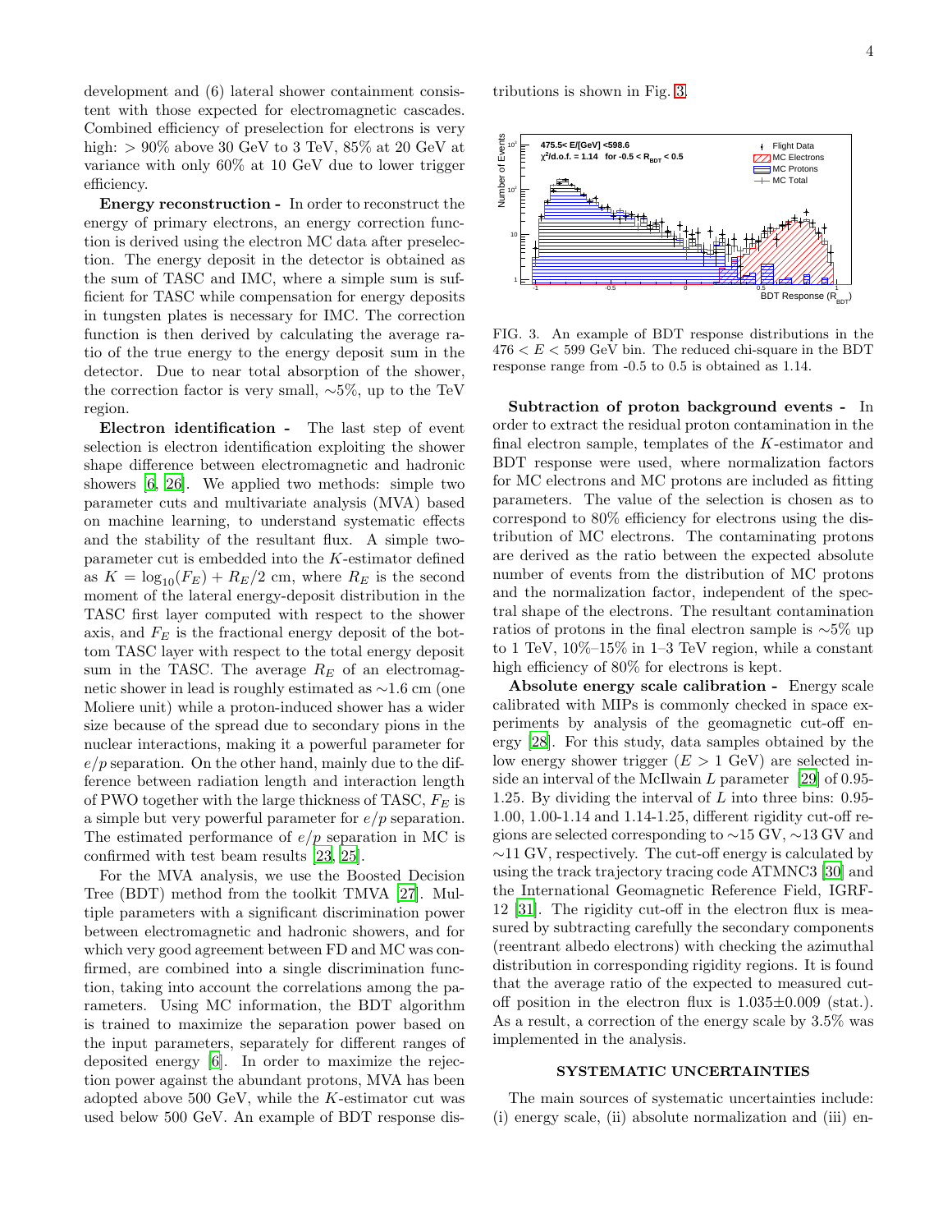development and (6) lateral shower containment consistent with those expected for electromagnetic cascades. Combined efficiency of preselection for electrons is very high: $> 90\%$ above 30 GeV to 3 TeV, 85% at 20 GeV at variance with only 60% at 10 GeV due to lower trigger efficiency.

**Energy reconstruction -** In order to reconstruct the energy of primary electrons, an energy correction function is derived using the electron MC data after preselection. The energy deposit in the detector is obtained as the sum of TASC and IMC, where a simple sum is sufficient for TASC while compensation for energy deposits in tungsten plates is necessary for IMC. The correction function is then derived by calculating the average ratio of the true energy to the energy deposit sum in the detector. Due to near total absorption of the shower, the correction factor is very small, $\sim$5%, up to the TeV region.

**Electron identification -** The last step of event selection is electron identification exploiting the shower shape difference between electromagnetic and hadronic showers [6, 26]. We applied two methods: simple two parameter cuts and multivariate analysis (MVA) based on machine learning, to understand systematic effects and the stability of the resultant flux. A simple two-parameter cut is embedded into the $K$-estimator defined as $K = \log_{10}(F_E) + R_E/2$ cm, where $R_E$ is the second moment of the lateral energy-deposit distribution in the TASC first layer computed with respect to the shower axis, and $F_E$ is the fractional energy deposit of the bottom TASC layer with respect to the total energy deposit sum in the TASC. The average $R_E$ of an electromagnetic shower in lead is roughly estimated as $\sim$1.6 cm (one Moliere unit) while a proton-induced shower has a wider size because of the spread due to secondary pions in the nuclear interactions, making it a powerful parameter for $e/p$ separation. On the other hand, mainly due to the difference between radiation length and interaction length of PWO together with the large thickness of TASC, $F_E$ is a simple but very powerful parameter for $e/p$ separation. The estimated performance of $e/p$ separation in MC is confirmed with test beam results [23, 25].

For the MVA analysis, we use the Boosted Decision Tree (BDT) method from the toolkit TMVA [27]. Multiple parameters with a significant discrimination power between electromagnetic and hadronic showers, and for which very good agreement between FD and MC was confirmed, are combined into a single discrimination function, taking into account the correlations among the parameters. Using MC information, the BDT algorithm is trained to maximize the separation power based on the input parameters, separately for different ranges of deposited energy [6]. In order to maximize the rejection power against the abundant protons, MVA has been adopted above 500 GeV, while the $K$-estimator cut was used below 500 GeV. An example of BDT response distributions is shown in Fig. 3.

FIG. 3. An example of BDT response distributions in the $476 < E < 599$ GeV bin. The reduced chi-square in the BDT response range from -0.5 to 0.5 is obtained as 1.14.

**Subtraction of proton background events -** In order to extract the residual proton contamination in the final electron sample, templates of the $K$-estimator and BDT response were used, where normalization factors for MC electrons and MC protons are included as fitting parameters. The value of the selection is chosen as to correspond to 80% efficiency for electrons using the distribution of MC electrons. The contaminating protons are derived as the ratio between the expected absolute number of events from the distribution of MC protons and the normalization factor, independent of the spectral shape of the electrons. The resultant contamination ratios of protons in the final electron sample is $\sim$5% up to 1 TeV, 10%–15% in 1–3 TeV region, while a constant high efficiency of 80% for electrons is kept.

**Absolute energy scale calibration -** Energy scale calibrated with MIPs is commonly checked in space experiments by analysis of the geomagnetic cut-off energy [28]. For this study, data samples obtained by the low energy shower trigger ($E > 1$ GeV) are selected inside an interval of the McIlwain $L$ parameter [29] of 0.95-1.25. By dividing the interval of $L$ into three bins: 0.95-1.00, 1.00-1.14 and 1.14-1.25, different rigidity cut-off regions are selected corresponding to $\sim$15 GV, $\sim$13 GV and $\sim$11 GV, respectively. The cut-off energy is calculated by using the track trajectory tracing code ATMNC3 [30] and the International Geomagnetic Reference Field, IGRF-12 [31]. The rigidity cut-off in the electron flux is measured by subtracting carefully the secondary components (reentrant albedo electrons) with checking the azimuthal distribution in corresponding rigidity regions. It is found that the average ratio of the expected to measured cut-off position in the electron flux is $1.035 \pm 0.009$ (stat.). As a result, a correction of the energy scale by 3.5% was implemented in the analysis.

## SYSTEMATIC UNCERTAINTIES

The main sources of systematic uncertainties include: (i) energy scale, (ii) absolute normalization and (iii) en-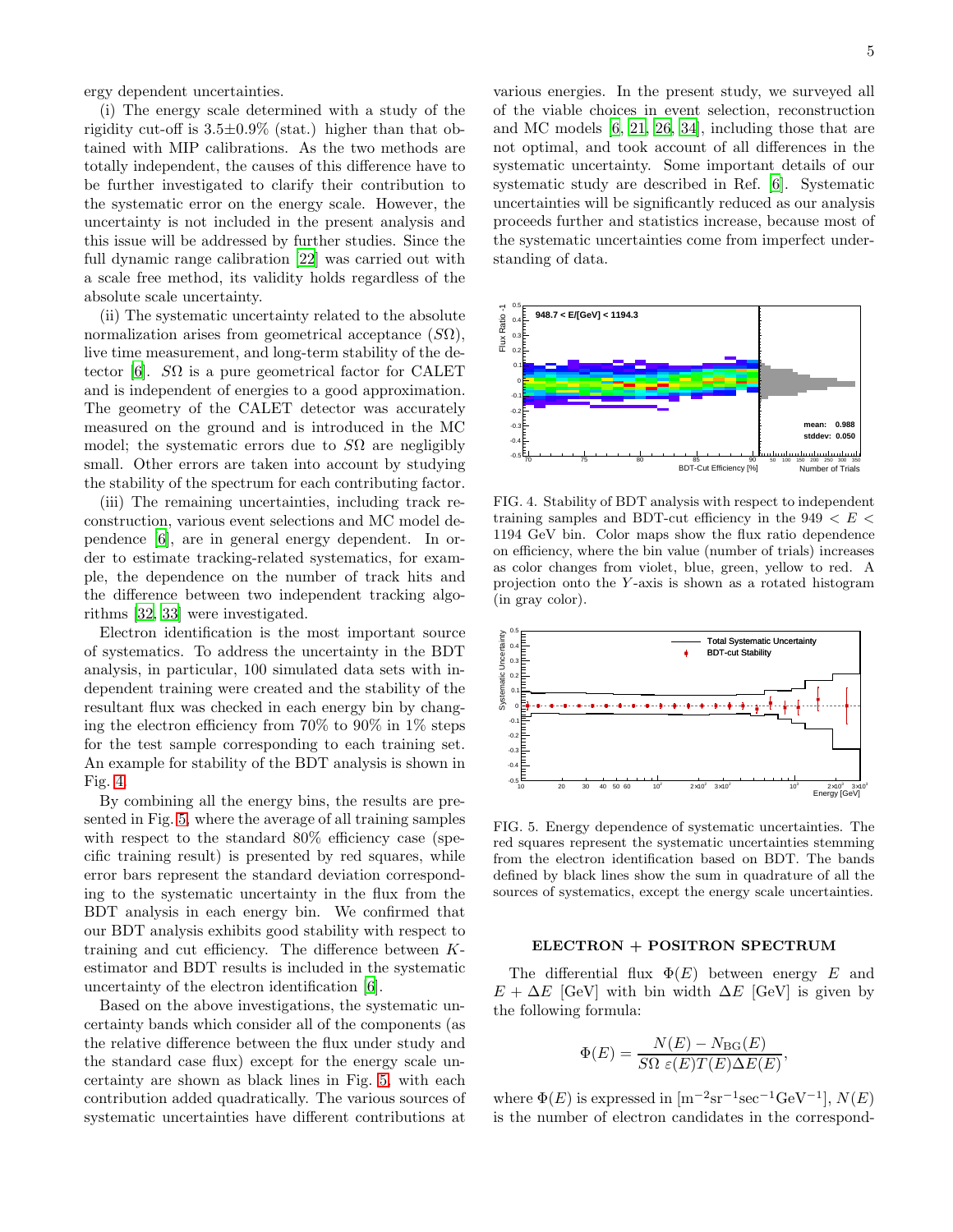ergy dependent uncertainties.

(i) The energy scale determined with a study of the rigidity cut-off is 3.5±0.9% (stat.) higher than that obtained with MIP calibrations. As the two methods are totally independent, the causes of this difference have to be further investigated to clarify their contribution to the systematic error on the energy scale. However, the uncertainty is not included in the present analysis and this issue will be addressed by further studies. Since the full dynamic range calibration [22] was carried out with a scale free method, its validity holds regardless of the absolute scale uncertainty.

(ii) The systematic uncertainty related to the absolute normalization arises from geometrical acceptance ($S\Omega$), live time measurement, and long-term stability of the detector [6]. $S\Omega$ is a pure geometrical factor for CALET and is independent of energies to a good approximation. The geometry of the CALET detector was accurately measured on the ground and is introduced in the MC model; the systematic errors due to $S\Omega$ are negligibly small. Other errors are taken into account by studying the stability of the spectrum for each contributing factor.

(iii) The remaining uncertainties, including track reconstruction, various event selections and MC model dependence [6], are in general energy dependent. In order to estimate tracking-related systematics, for example, the dependence on the number of track hits and the difference between two independent tracking algorithms [32, 33] were investigated.

Electron identification is the most important source of systematics. To address the uncertainty in the BDT analysis, in particular, 100 simulated data sets with independent training were created and the stability of the resultant flux was checked in each energy bin by changing the electron efficiency from 70% to 90% in 1% steps for the test sample corresponding to each training set. An example for stability of the BDT analysis is shown in Fig. 4.

By combining all the energy bins, the results are presented in Fig. 5, where the average of all training samples with respect to the standard 80% efficiency case (specific training result) is presented by red squares, while error bars represent the standard deviation corresponding to the systematic uncertainty in the flux from the BDT analysis in each energy bin. We confirmed that our BDT analysis exhibits good stability with respect to training and cut efficiency. The difference between $K$-estimator and BDT results is included in the systematic uncertainty of the electron identification [6].

Based on the above investigations, the systematic uncertainty bands which consider all of the components (as the relative difference between the flux under study and the standard case flux) except for the energy scale uncertainty are shown as black lines in Fig. 5, with each contribution added quadratically. The various sources of systematic uncertainties have different contributions at various energies. In the present study, we surveyed all of the viable choices in event selection, reconstruction and MC models [6, 21, 26, 34], including those that are not optimal, and took account of all differences in the systematic uncertainty. Some important details of our systematic study are described in Ref. [6]. Systematic uncertainties will be significantly reduced as our analysis proceeds further and statistics increase, because most of the systematic uncertainties come from imperfect understanding of data.

FIG. 4. Stability of BDT analysis with respect to independent training samples and BDT-cut efficiency in the $949 < E < 1194$ GeV bin. Color maps show the flux ratio dependence on efficiency, where the bin value (number of trials) increases as color changes from violet, blue, green, yellow to red. A projection onto the $Y$-axis is shown as a rotated histogram (in gray color).

FIG. 5. Energy dependence of systematic uncertainties. The red squares represent the systematic uncertainties stemming from the electron identification based on BDT. The bands defined by black lines show the sum in quadrature of all the sources of systematics, except the energy scale uncertainties.

## ELECTRON + POSITRON SPECTRUM

The differential flux $\Phi(E)$ between energy $E$ and $E + \Delta E$ [GeV] with bin width $\Delta E$ [GeV] is given by the following formula:

$$\Phi(E) = \frac{N(E) - N_{\text{BG}}(E)}{S\Omega\ \varepsilon(E) T(E) \Delta E(E)},$$

where $\Phi(E)$ is expressed in [m$^{-2}$sr$^{-1}$sec$^{-1}$GeV$^{-1}$], $N(E)$ is the number of electron candidates in the correspond-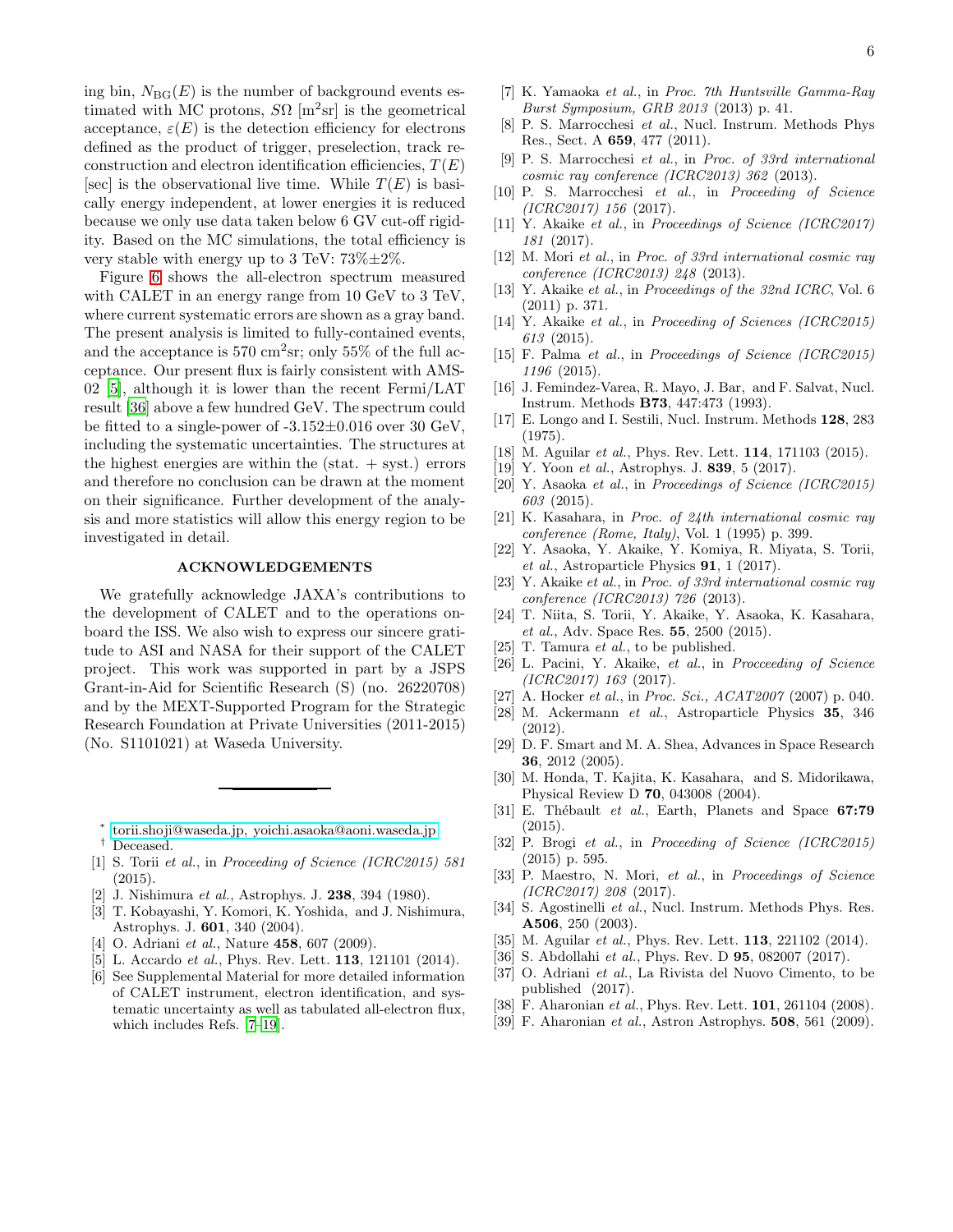ing bin, $N_{\rm BG}(E)$ is the number of background events estimated with MC protons, $S\Omega$ [m$^2$sr] is the geometrical acceptance, $\varepsilon(E)$ is the detection efficiency for electrons defined as the product of trigger, preselection, track reconstruction and electron identification efficiencies, $T(E)$ [sec] is the observational live time. While $T(E)$ is basically energy independent, at lower energies it is reduced because we only use data taken below 6 GV cut-off rigidity. Based on the MC simulations, the total efficiency is very stable with energy up to 3 TeV: 73%±2%.

Figure 6 shows the all-electron spectrum measured with CALET in an energy range from 10 GeV to 3 TeV, where current systematic errors are shown as a gray band. The present analysis is limited to fully-contained events, and the acceptance is 570 cm$^2$sr; only 55% of the full acceptance. Our present flux is fairly consistent with AMS-02 [5], although it is lower than the recent Fermi/LAT result [36] above a few hundred GeV. The spectrum could be fitted to a single-power of -3.152±0.016 over 30 GeV, including the systematic uncertainties. The structures at the highest energies are within the (stat. + syst.) errors and therefore no conclusion can be drawn at the moment on their significance. Further development of the analysis and more statistics will allow this energy region to be investigated in detail.

## ACKNOWLEDGEMENTS

We gratefully acknowledge JAXA's contributions to the development of CALET and to the operations onboard the ISS. We also wish to express our sincere gratitude to ASI and NASA for their support of the CALET project. This work was supported in part by a JSPS Grant-in-Aid for Scientific Research (S) (no. 26220708) and by the MEXT-Supported Program for the Strategic Research Foundation at Private Universities (2011-2015) (No. S1101021) at Waseda University.

---

[*] torii.shoji@waseda.jp, yoichi.asaoka@aoni.waseda.jp
[†] Deceased.

- [1] S. Torii *et al.*, in *Proceeding of Science (ICRC2015) 581* (2015).
- [2] J. Nishimura *et al.*, Astrophys. J. **238**, 394 (1980).
- [3] T. Kobayashi, Y. Komori, K. Yoshida, and J. Nishimura, Astrophys. J. **601**, 340 (2004).
- [4] O. Adriani *et al.*, Nature **458**, 607 (2009).
- [5] L. Accardo *et al.*, Phys. Rev. Lett. **113**, 121101 (2014).
- [6] See Supplemental Material for more detailed information of CALET instrument, electron identification, and systematic uncertainty as well as tabulated all-electron flux, which includes Refs. [7–19].
- [7] K. Yamaoka *et al.*, in *Proc. 7th Huntsville Gamma-Ray Burst Symposium, GRB 2013* (2013) p. 41.
- [8] P. S. Marrocchesi *et al.*, Nucl. Instrum. Methods Phys Res., Sect. A **659**, 477 (2011).
- [9] P. S. Marrocchesi *et al.*, in *Proc. of 33rd international cosmic ray conference (ICRC2013) 362* (2013).
- [10] P. S. Marrocchesi *et al.*, in *Proceeding of Science (ICRC2017) 156* (2017).
- [11] Y. Akaike *et al.*, in *Proceedings of Science (ICRC2017) 181* (2017).
- [12] M. Mori *et al.*, in *Proc. of 33rd international cosmic ray conference (ICRC2013) 248* (2013).
- [13] Y. Akaike *et al.*, in *Proceedings of the 32nd ICRC*, Vol. 6 (2011) p. 371.
- [14] Y. Akaike *et al.*, in *Proceeding of Sciences (ICRC2015) 613* (2015).
- [15] F. Palma *et al.*, in *Proceedings of Science (ICRC2015) 1196* (2015).
- [16] J. Femindez-Varea, R. Mayo, J. Bar, and F. Salvat, Nucl. Instrum. Methods **B73**, 447:473 (1993).
- [17] E. Longo and I. Sestili, Nucl. Instrum. Methods **128**, 283 (1975).
- [18] M. Aguilar *et al.*, Phys. Rev. Lett. **114**, 171103 (2015).
- [19] Y. Yoon *et al.*, Astrophys. J. **839**, 5 (2017).
- [20] Y. Asaoka *et al.*, in *Proceedings of Science (ICRC2015) 603* (2015).
- [21] K. Kasahara, in *Proc. of 24th international cosmic ray conference (Rome, Italy)*, Vol. 1 (1995) p. 399.
- [22] Y. Asaoka, Y. Akaike, Y. Komiya, R. Miyata, S. Torii, *et al.*, Astroparticle Physics **91**, 1 (2017).
- [23] Y. Akaike *et al.*, in *Proc. of 33rd international cosmic ray conference (ICRC2013) 726* (2013).
- [24] T. Niita, S. Torii, Y. Akaike, Y. Asaoka, K. Kasahara, *et al.*, Adv. Space Res. **55**, 2500 (2015).
- [25] T. Tamura *et al.*, to be published.
- [26] L. Pacini, Y. Akaike, *et al.*, in *Procceeding of Science (ICRC2017) 163* (2017).
- [27] A. Hocker *et al.*, in *Proc. Sci., ACAT2007* (2007) p. 040.
- [28] M. Ackermann *et al.*, Astroparticle Physics **35**, 346 (2012).
- [29] D. F. Smart and M. A. Shea, Advances in Space Research **36**, 2012 (2005).
- [30] M. Honda, T. Kajita, K. Kasahara, and S. Midorikawa, Physical Review D **70**, 043008 (2004).
- [31] E. Thébault *et al.*, Earth, Planets and Space **67:79** (2015).
- [32] P. Brogi *et al.*, in *Proceeding of Science (ICRC2015)* (2015) p. 595.
- [33] P. Maestro, N. Mori, *et al.*, in *Proceedings of Science (ICRC2017) 208* (2017).
- [34] S. Agostinelli *et al.*, Nucl. Instrum. Methods Phys. Res. **A506**, 250 (2003).
- [35] M. Aguilar *et al.*, Phys. Rev. Lett. **113**, 221102 (2014).
- [36] S. Abdollahi *et al.*, Phys. Rev. D **95**, 082007 (2017).
- [37] O. Adriani *et al.*, La Rivista del Nuovo Cimento, to be published (2017).
- [38] F. Aharonian *et al.*, Phys. Rev. Lett. **101**, 261104 (2008).
- [39] F. Aharonian *et al.*, Astron Astrophys. **508**, 561 (2009).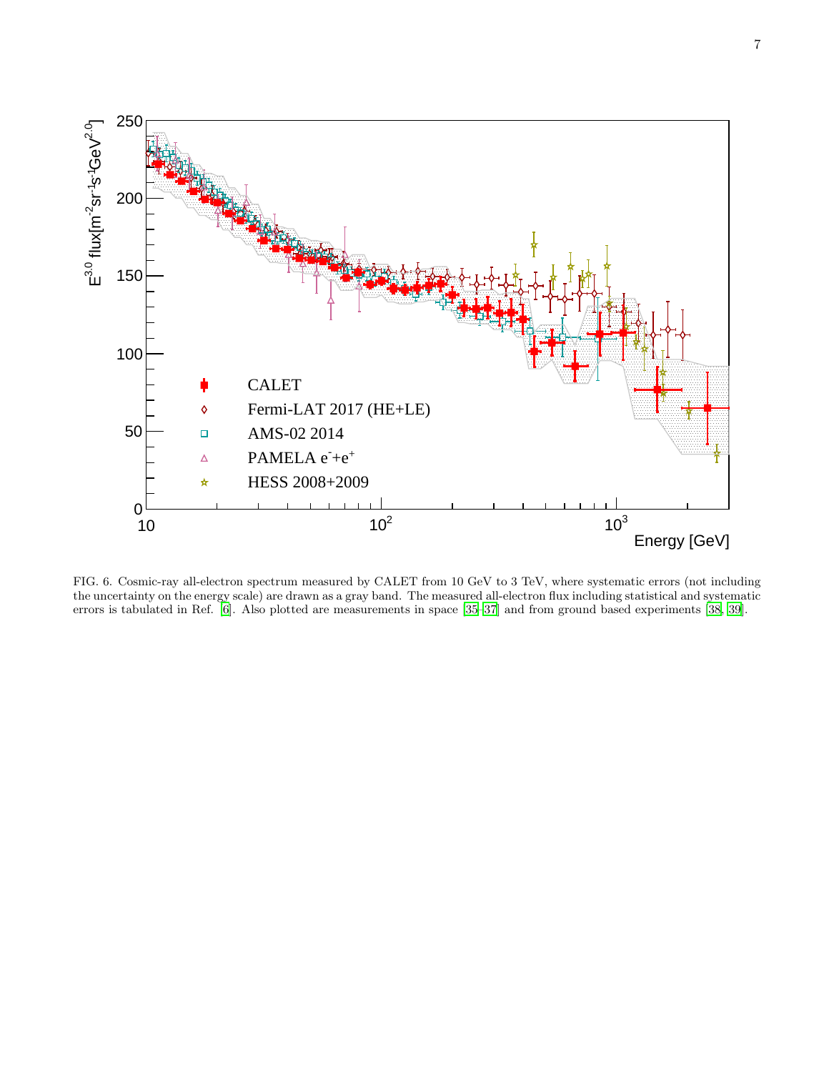250

200

150

100

50

0

$E^{3.0}$ flux[$m^{-2}sr^{-1}s^{-1}GeV^{2.0}$]

10

$10^2$

$10^3$

Energy [GeV]

CALET

Fermi-LAT 2017 (HE+LE)

AMS-02 2014

PAMELA $e^-+e^+$

HESS 2008+2009

FIG. 6. Cosmic-ray all-electron spectrum measured by CALET from 10 GeV to 3 TeV, where systematic errors (not including the uncertainty on the energy scale) are drawn as a gray band. The measured all-electron flux including statistical and systematic errors is tabulated in Ref. [6]. Also plotted are measurements in space [35–37] and from ground based experiments [38, 39].